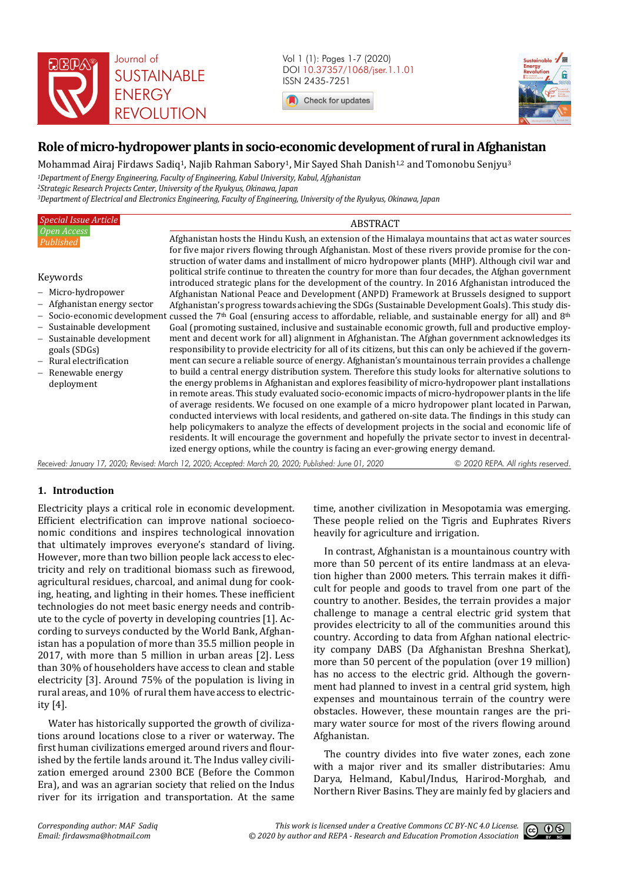# Role of micro-hydropower plants in socio-economic development of rural in Afghanistan

Mohammad Airaj Firdaws Sadiq[1], Najib Rahman Sabory[1], Mir Sayed Shah Danish[1,2] and Tomonobu Senjyu[3]

[1]*Department of Energy Engineering, Faculty of Engineering, Kabul University, Kabul, Afghanistan*
[2]*Strategic Research Projects Center, University of the Ryukyus, Okinawa, Japan*
[3]*Department of Electrical and Electronics Engineering, Faculty of Engineering, University of the Ryukyus, Okinawa, Japan*

*Special Issue Article*
*Open Access*
*Published*

**Keywords**

- Micro-hydropower
- Afghanistan energy sector
- Socio-economic development
- Sustainable development
- Sustainable development goals (SDGs)
- Rural electrification
- Renewable energy deployment

## ABSTRACT

Afghanistan hosts the Hindu Kush, an extension of the Himalaya mountains that act as water sources for five major rivers flowing through Afghanistan. Most of these rivers provide promise for the construction of water dams and installment of micro hydropower plants (MHP). Although civil war and political strife continue to threaten the country for more than four decades, the Afghan government introduced strategic plans for the development of the country. In 2016 Afghanistan introduced the Afghanistan National Peace and Development (ANPD) Framework at Brussels designed to support Afghanistan's progress towards achieving the SDGs (Sustainable Development Goals). This study discussed the 7th Goal (ensuring access to affordable, reliable, and sustainable energy for all) and 8th Goal (promoting sustained, inclusive and sustainable economic growth, full and productive employment and decent work for all) alignment in Afghanistan. The Afghan government acknowledges its responsibility to provide electricity for all of its citizens, but this can only be achieved if the government can secure a reliable source of energy. Afghanistan's mountainous terrain provides a challenge to build a central energy distribution system. Therefore this study looks for alternative solutions to the energy problems in Afghanistan and explores feasibility of micro-hydropower plant installations in remote areas. This study evaluated socio-economic impacts of micro-hydropower plants in the life of average residents. We focused on one example of a micro hydropower plant located in Parwan, conducted interviews with local residents, and gathered on-site data. The findings in this study can help policymakers to analyze the effects of development projects in the social and economic life of residents. It will encourage the government and hopefully the private sector to invest in decentralized energy options, while the country is facing an ever-growing energy demand.

*Received: January 17, 2020; Revised: March 12, 2020; Accepted: March 20, 2020; Published: June 01, 2020*

*© 2020 REPA. All rights reserved.*

## 1. Introduction

Electricity plays a critical role in economic development. Efficient electrification can improve national socioeconomic conditions and inspires technological innovation that ultimately improves everyone's standard of living. However, more than two billion people lack access to electricity and rely on traditional biomass such as firewood, agricultural residues, charcoal, and animal dung for cooking, heating, and lighting in their homes. These inefficient technologies do not meet basic energy needs and contribute to the cycle of poverty in developing countries [1]. According to surveys conducted by the World Bank, Afghanistan has a population of more than 35.5 million people in 2017, with more than 5 million in urban areas [2]. Less than 30% of householders have access to clean and stable electricity [3]. Around 75% of the population is living in rural areas, and 10% of rural them have access to electricity [4].

Water has historically supported the growth of civilizations around locations close to a river or waterway. The first human civilizations emerged around rivers and flourished by the fertile lands around it. The Indus valley civilization emerged around 2300 BCE (Before the Common Era), and was an agrarian society that relied on the Indus river for its irrigation and transportation. At the same time, another civilization in Mesopotamia was emerging. These people relied on the Tigris and Euphrates Rivers heavily for agriculture and irrigation.

In contrast, Afghanistan is a mountainous country with more than 50 percent of its entire landmass at an elevation higher than 2000 meters. This terrain makes it difficult for people and goods to travel from one part of the country to another. Besides, the terrain provides a major challenge to manage a central electric grid system that provides electricity to all of the communities around this country. According to data from Afghan national electricity company DABS (Da Afghanistan Breshna Sherkat), more than 50 percent of the population (over 19 million) has no access to the electric grid. Although the government had planned to invest in a central grid system, high expenses and mountainous terrain of the country were obstacles. However, these mountain ranges are the primary water source for most of the rivers flowing around Afghanistan.

The country divides into five water zones, each zone with a major river and its smaller distributaries: Amu Darya, Helmand, Kabul/Indus, Harirod-Morghab, and Northern River Basins. They are mainly fed by glaciers and

*Corresponding author: MAF Sadiq*
*Email: firdawsma@hotmail.com*

*This work is licensed under a Creative Commons CC BY-NC 4.0 License.*
*© 2020 by author and REPA - Research and Education Promotion Association*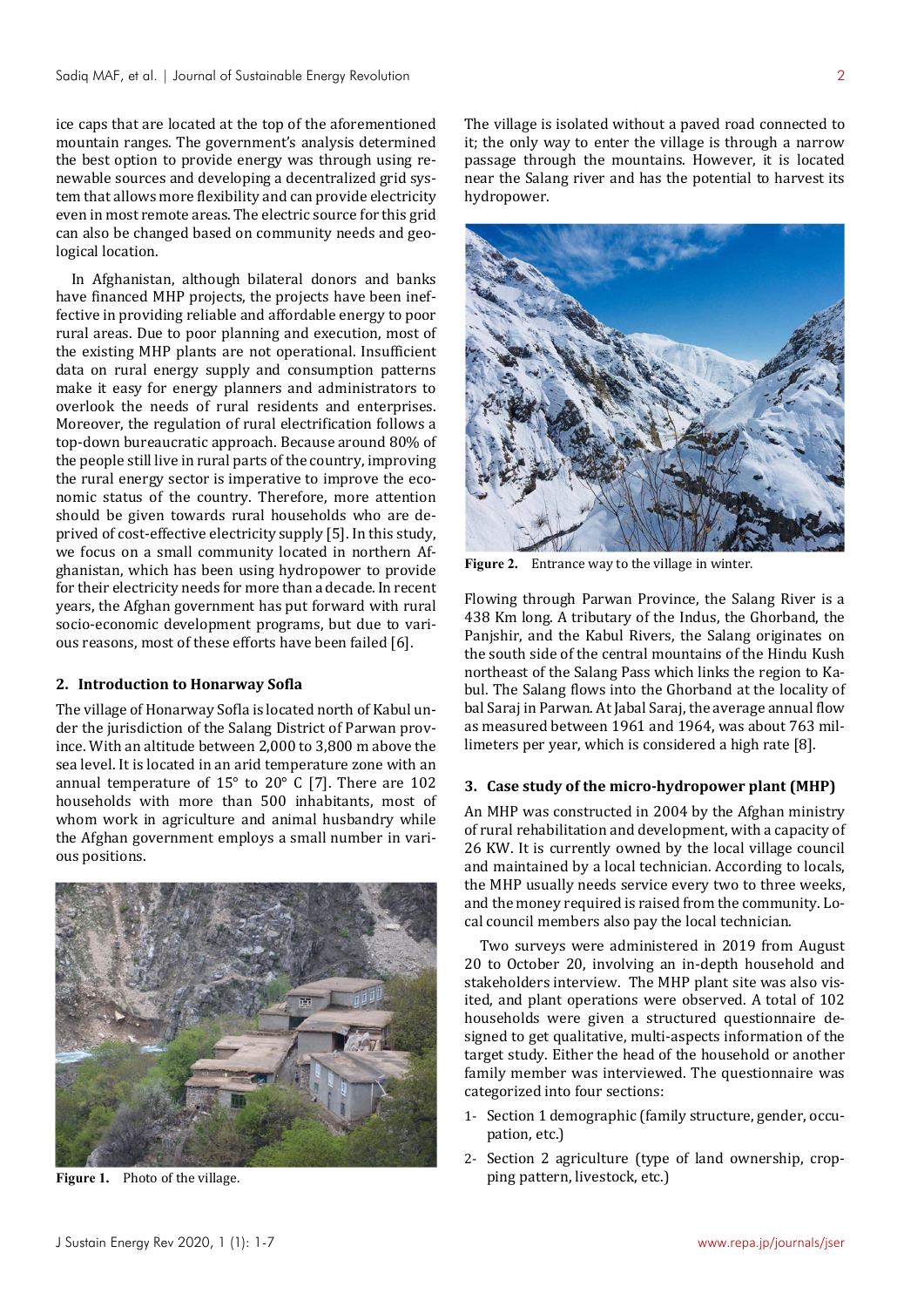ice caps that are located at the top of the aforementioned mountain ranges. The government's analysis determined the best option to provide energy was through using renewable sources and developing a decentralized grid system that allows more flexibility and can provide electricity even in most remote areas. The electric source for this grid can also be changed based on community needs and geological location.

In Afghanistan, although bilateral donors and banks have financed MHP projects, the projects have been ineffective in providing reliable and affordable energy to poor rural areas. Due to poor planning and execution, most of the existing MHP plants are not operational. Insufficient data on rural energy supply and consumption patterns make it easy for energy planners and administrators to overlook the needs of rural residents and enterprises. Moreover, the regulation of rural electrification follows a top-down bureaucratic approach. Because around 80% of the people still live in rural parts of the country, improving the rural energy sector is imperative to improve the economic status of the country. Therefore, more attention should be given towards rural households who are deprived of cost-effective electricity supply [5]. In this study, we focus on a small community located in northern Afghanistan, which has been using hydropower to provide for their electricity needs for more than a decade. In recent years, the Afghan government has put forward with rural socio-economic development programs, but due to various reasons, most of these efforts have been failed [6].

## 2. Introduction to Honarway Sofla

The village of Honarway Sofla is located north of Kabul under the jurisdiction of the Salang District of Parwan province. With an altitude between 2,000 to 3,800 m above the sea level. It is located in an arid temperature zone with an annual temperature of 15° to 20° C [7]. There are 102 households with more than 500 inhabitants, most of whom work in agriculture and animal husbandry while the Afghan government employs a small number in various positions.

**Figure 1.** Photo of the village.

The village is isolated without a paved road connected to it; the only way to enter the village is through a narrow passage through the mountains. However, it is located near the Salang river and has the potential to harvest its hydropower.

**Figure 2.** Entrance way to the village in winter.

Flowing through Parwan Province, the Salang River is a 438 Km long. A tributary of the Indus, the Ghorband, the Panjshir, and the Kabul Rivers, the Salang originates on the south side of the central mountains of the Hindu Kush northeast of the Salang Pass which links the region to Kabul. The Salang flows into the Ghorband at the locality of Jabal Saraj in Parwan. At Jabal Saraj, the average annual flow as measured between 1961 and 1964, was about 763 millimeters per year, which is considered a high rate [8].

## 3. Case study of the micro-hydropower plant (MHP)

An MHP was constructed in 2004 by the Afghan ministry of rural rehabilitation and development, with a capacity of 26 KW. It is currently owned by the local village council and maintained by a local technician. According to locals, the MHP usually needs service every two to three weeks, and the money required is raised from the community. Local council members also pay the local technician.

Two surveys were administered in 2019 from August 20 to October 20, involving an in-depth household and stakeholders interview. The MHP plant site was also visited, and plant operations were observed. A total of 102 households were given a structured questionnaire designed to get qualitative, multi-aspects information of the target study. Either the head of the household or another family member was interviewed. The questionnaire was categorized into four sections:

1- Section 1 demographic (family structure, gender, occupation, etc.)

2- Section 2 agriculture (type of land ownership, cropping pattern, livestock, etc.)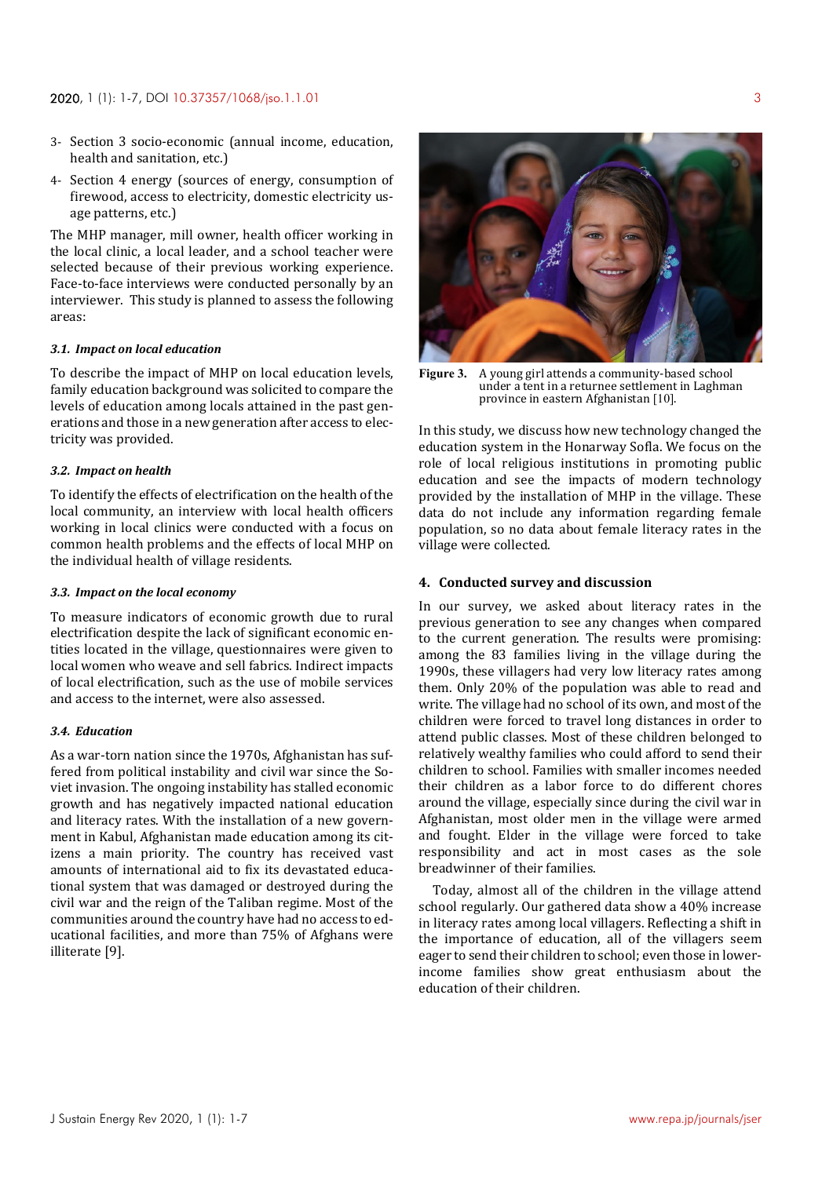3- Section 3 socio-economic (annual income, education, health and sanitation, etc.)

4- Section 4 energy (sources of energy, consumption of firewood, access to electricity, domestic electricity usage patterns, etc.)

The MHP manager, mill owner, health officer working in the local clinic, a local leader, and a school teacher were selected because of their previous working experience. Face-to-face interviews were conducted personally by an interviewer. This study is planned to assess the following areas:

### *3.1. Impact on local education*

To describe the impact of MHP on local education levels, family education background was solicited to compare the levels of education among locals attained in the past generations and those in a new generation after access to electricity was provided.

### *3.2. Impact on health*

To identify the effects of electrification on the health of the local community, an interview with local health officers working in local clinics were conducted with a focus on common health problems and the effects of local MHP on the individual health of village residents.

### *3.3. Impact on the local economy*

To measure indicators of economic growth due to rural electrification despite the lack of significant economic entities located in the village, questionnaires were given to local women who weave and sell fabrics. Indirect impacts of local electrification, such as the use of mobile services and access to the internet, were also assessed.

### *3.4. Education*

As a war-torn nation since the 1970s, Afghanistan has suffered from political instability and civil war since the Soviet invasion. The ongoing instability has stalled economic growth and has negatively impacted national education and literacy rates. With the installation of a new government in Kabul, Afghanistan made education among its citizens a main priority. The country has received vast amounts of international aid to fix its devastated educational system that was damaged or destroyed during the civil war and the reign of the Taliban regime. Most of the communities around the country have had no access to educational facilities, and more than 75% of Afghans were illiterate [9].

**Figure 3.** A young girl attends a community-based school under a tent in a returnee settlement in Laghman province in eastern Afghanistan [10].

In this study, we discuss how new technology changed the education system in the Honarway Sofla. We focus on the role of local religious institutions in promoting public education and see the impacts of modern technology provided by the installation of MHP in the village. These data do not include any information regarding female population, so no data about female literacy rates in the village were collected.

## 4. Conducted survey and discussion

In our survey, we asked about literacy rates in the previous generation to see any changes when compared to the current generation. The results were promising: among the 83 families living in the village during the 1990s, these villagers had very low literacy rates among them. Only 20% of the population was able to read and write. The village had no school of its own, and most of the children were forced to travel long distances in order to attend public classes. Most of these children belonged to relatively wealthy families who could afford to send their children to school. Families with smaller incomes needed their children as a labor force to do different chores around the village, especially since during the civil war in Afghanistan, most older men in the village were armed and fought. Elder in the village were forced to take responsibility and act in most cases as the sole breadwinner of their families.

Today, almost all of the children in the village attend school regularly. Our gathered data show a 40% increase in literacy rates among local villagers. Reflecting a shift in the importance of education, all of the villagers seem eager to send their children to school; even those in lower-income families show great enthusiasm about the education of their children.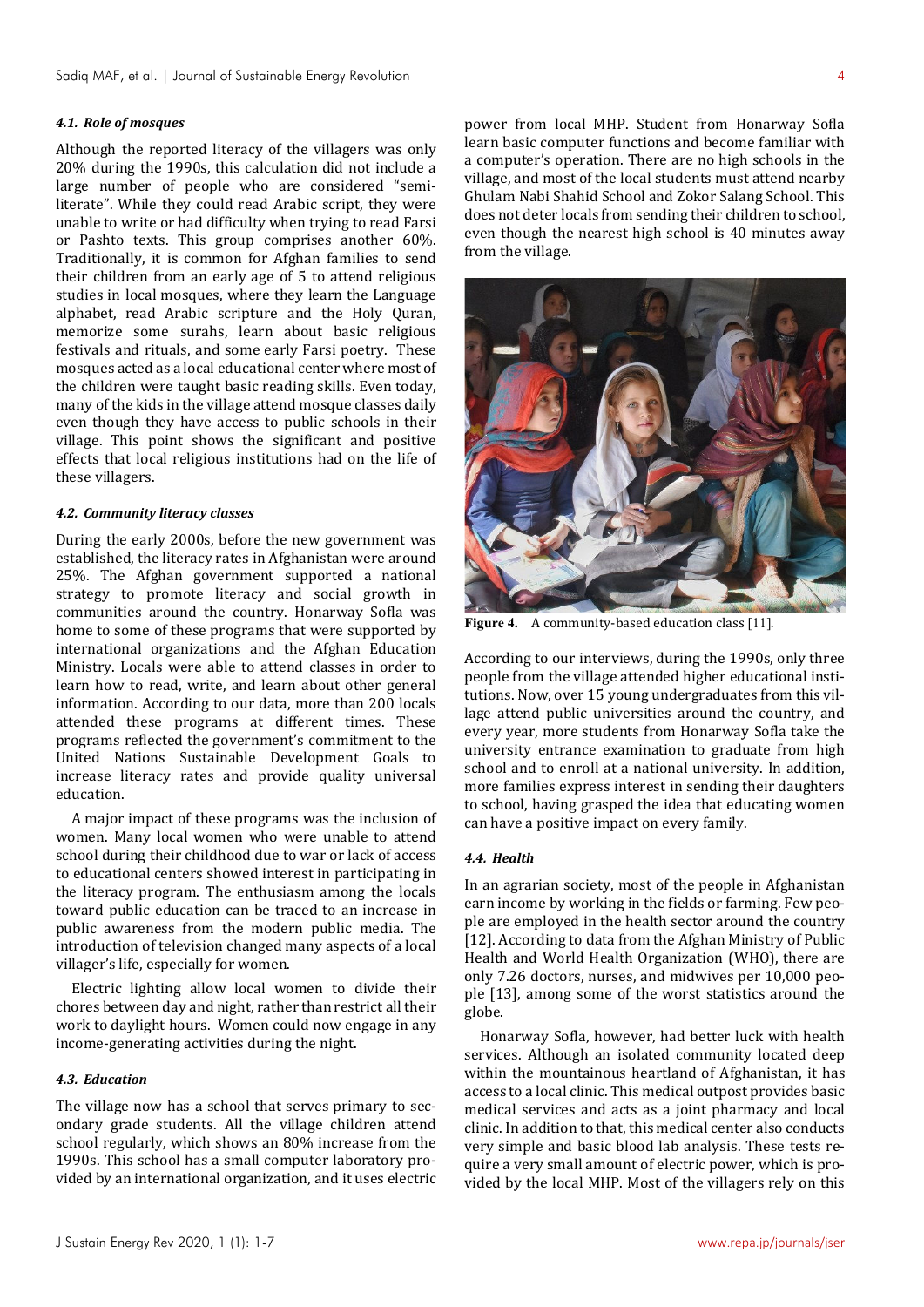### 4.1. Role of mosques

Although the reported literacy of the villagers was only 20% during the 1990s, this calculation did not include a large number of people who are considered "semi-literate". While they could read Arabic script, they were unable to write or had difficulty when trying to read Farsi or Pashto texts. This group comprises another 60%. Traditionally, it is common for Afghan families to send their children from an early age of 5 to attend religious studies in local mosques, where they learn the Language alphabet, read Arabic scripture and the Holy Quran, memorize some surahs, learn about basic religious festivals and rituals, and some early Farsi poetry. These mosques acted as a local educational center where most of the children were taught basic reading skills. Even today, many of the kids in the village attend mosque classes daily even though they have access to public schools in their village. This point shows the significant and positive effects that local religious institutions had on the life of these villagers.

### 4.2. Community literacy classes

During the early 2000s, before the new government was established, the literacy rates in Afghanistan were around 25%. The Afghan government supported a national strategy to promote literacy and social growth in communities around the country. Honarway Sofla was home to some of these programs that were supported by international organizations and the Afghan Education Ministry. Locals were able to attend classes in order to learn how to read, write, and learn about other general information. According to our data, more than 200 locals attended these programs at different times. These programs reflected the government's commitment to the United Nations Sustainable Development Goals to increase literacy rates and provide quality universal education.

A major impact of these programs was the inclusion of women. Many local women who were unable to attend school during their childhood due to war or lack of access to educational centers showed interest in participating in the literacy program. The enthusiasm among the locals toward public education can be traced to an increase in public awareness from the modern public media. The introduction of television changed many aspects of a local villager's life, especially for women.

Electric lighting allow local women to divide their chores between day and night, rather than restrict all their work to daylight hours. Women could now engage in any income-generating activities during the night.

### 4.3. Education

The village now has a school that serves primary to secondary grade students. All the village children attend school regularly, which shows an 80% increase from the 1990s. This school has a small computer laboratory provided by an international organization, and it uses electric power from local MHP. Student from Honarway Sofla learn basic computer functions and become familiar with a computer's operation. There are no high schools in the village, and most of the local students must attend nearby Ghulam Nabi Shahid School and Zokor Salang School. This does not deter locals from sending their children to school, even though the nearest high school is 40 minutes away from the village.

**Figure 4.** A community-based education class [11].

According to our interviews, during the 1990s, only three people from the village attended higher educational institutions. Now, over 15 young undergraduates from this village attend public universities around the country, and every year, more students from Honarway Sofla take the university entrance examination to graduate from high school and to enroll at a national university. In addition, more families express interest in sending their daughters to school, having grasped the idea that educating women can have a positive impact on every family.

### 4.4. Health

In an agrarian society, most of the people in Afghanistan earn income by working in the fields or farming. Few people are employed in the health sector around the country [12]. According to data from the Afghan Ministry of Public Health and World Health Organization (WHO), there are only 7.26 doctors, nurses, and midwives per 10,000 people [13], among some of the worst statistics around the globe.

Honarway Sofla, however, had better luck with health services. Although an isolated community located deep within the mountainous heartland of Afghanistan, it has access to a local clinic. This medical outpost provides basic medical services and acts as a joint pharmacy and local clinic. In addition to that, this medical center also conducts very simple and basic blood lab analysis. These tests require a very small amount of electric power, which is provided by the local MHP. Most of the villagers rely on this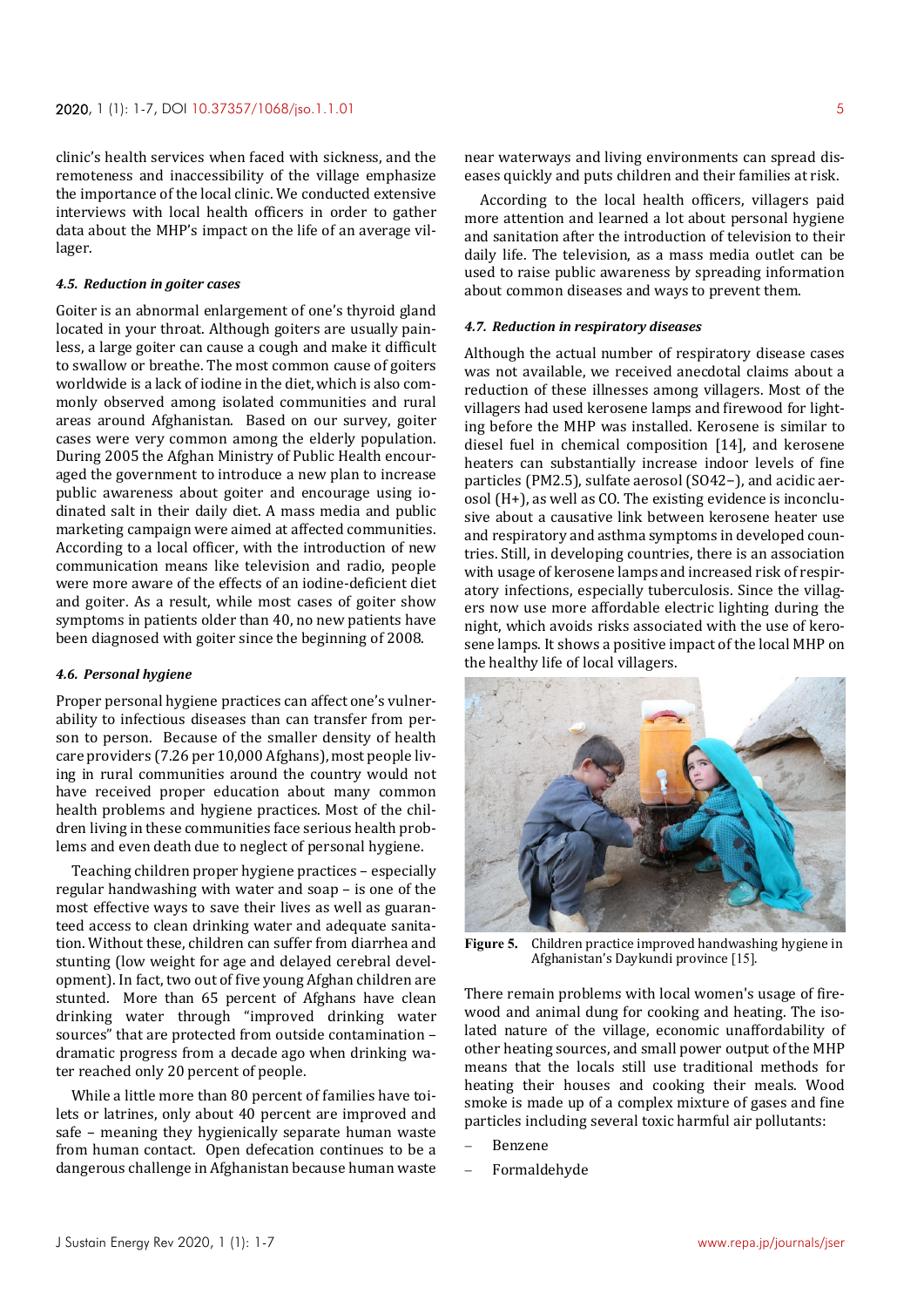clinic's health services when faced with sickness, and the remoteness and inaccessibility of the village emphasize the importance of the local clinic. We conducted extensive interviews with local health officers in order to gather data about the MHP's impact on the life of an average villager.

#### *4.5. Reduction in goiter cases*

Goiter is an abnormal enlargement of one's thyroid gland located in your throat. Although goiters are usually painless, a large goiter can cause a cough and make it difficult to swallow or breathe. The most common cause of goiters worldwide is a lack of iodine in the diet, which is also commonly observed among isolated communities and rural areas around Afghanistan. Based on our survey, goiter cases were very common among the elderly population. During 2005 the Afghan Ministry of Public Health encouraged the government to introduce a new plan to increase public awareness about goiter and encourage using iodinated salt in their daily diet. A mass media and public marketing campaign were aimed at affected communities. According to a local officer, with the introduction of new communication means like television and radio, people were more aware of the effects of an iodine-deficient diet and goiter. As a result, while most cases of goiter show symptoms in patients older than 40, no new patients have been diagnosed with goiter since the beginning of 2008.

#### *4.6. Personal hygiene*

Proper personal hygiene practices can affect one's vulnerability to infectious diseases than can transfer from person to person. Because of the smaller density of health care providers (7.26 per 10,000 Afghans), most people living in rural communities around the country would not have received proper education about many common health problems and hygiene practices. Most of the children living in these communities face serious health problems and even death due to neglect of personal hygiene.

Teaching children proper hygiene practices – especially regular handwashing with water and soap – is one of the most effective ways to save their lives as well as guaranteed access to clean drinking water and adequate sanitation. Without these, children can suffer from diarrhea and stunting (low weight for age and delayed cerebral development). In fact, two out of five young Afghan children are stunted. More than 65 percent of Afghans have clean drinking water through "improved drinking water sources" that are protected from outside contamination – dramatic progress from a decade ago when drinking water reached only 20 percent of people.

While a little more than 80 percent of families have toilets or latrines, only about 40 percent are improved and safe – meaning they hygienically separate human waste from human contact. Open defecation continues to be a dangerous challenge in Afghanistan because human waste near waterways and living environments can spread diseases quickly and puts children and their families at risk.

According to the local health officers, villagers paid more attention and learned a lot about personal hygiene and sanitation after the introduction of television to their daily life. The television, as a mass media outlet can be used to raise public awareness by spreading information about common diseases and ways to prevent them.

#### *4.7. Reduction in respiratory diseases*

Although the actual number of respiratory disease cases was not available, we received anecdotal claims about a reduction of these illnesses among villagers. Most of the villagers had used kerosene lamps and firewood for lighting before the MHP was installed. Kerosene is similar to diesel fuel in chemical composition [14], and kerosene heaters can substantially increase indoor levels of fine particles (PM2.5), sulfate aerosol ($SO_4^{2-}$), and acidic aerosol ($H^+$), as well as CO. The existing evidence is inconclusive about a causative link between kerosene heater use and respiratory and asthma symptoms in developed countries. Still, in developing countries, there is an association with usage of kerosene lamps and increased risk of respiratory infections, especially tuberculosis. Since the villagers now use more affordable electric lighting during the night, which avoids risks associated with the use of kerosene lamps. It shows a positive impact of the local MHP on the healthy life of local villagers.

**Figure 5.** Children practice improved handwashing hygiene in Afghanistan's Daykundi province [15].

There remain problems with local women's usage of firewood and animal dung for cooking and heating. The isolated nature of the village, economic unaffordability of other heating sources, and small power output of the MHP means that the locals still use traditional methods for heating their houses and cooking their meals. Wood smoke is made up of a complex mixture of gases and fine particles including several toxic harmful air pollutants:

- Benzene
- Formaldehyde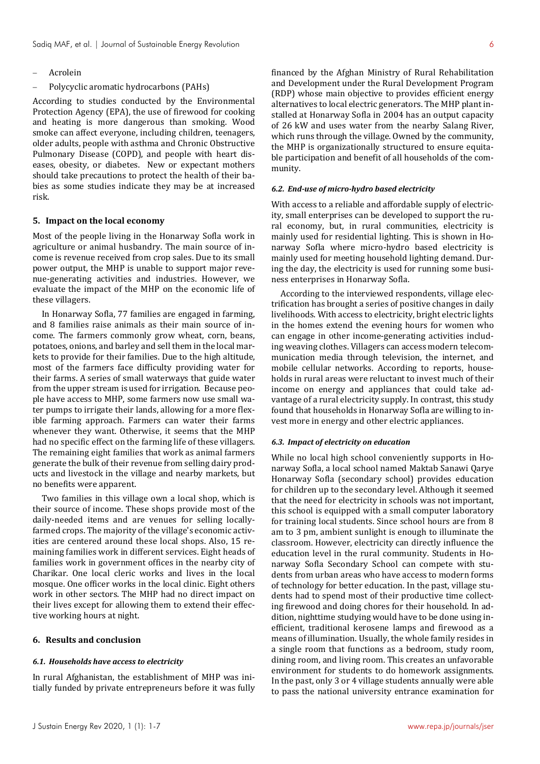- Acrolein
- Polycyclic aromatic hydrocarbons (PAHs)

According to studies conducted by the Environmental Protection Agency (EPA), the use of firewood for cooking and heating is more dangerous than smoking. Wood smoke can affect everyone, including children, teenagers, older adults, people with asthma and Chronic Obstructive Pulmonary Disease (COPD), and people with heart diseases, obesity, or diabetes. New or expectant mothers should take precautions to protect the health of their babies as some studies indicate they may be at increased risk.

## 5. Impact on the local economy

Most of the people living in the Honarway Sofla work in agriculture or animal husbandry. The main source of income is revenue received from crop sales. Due to its small power output, the MHP is unable to support major revenue-generating activities and industries. However, we evaluate the impact of the MHP on the economic life of these villagers.

In Honarway Sofla, 77 families are engaged in farming, and 8 families raise animals as their main source of income. The farmers commonly grow wheat, corn, beans, potatoes, onions, and barley and sell them in the local markets to provide for their families. Due to the high altitude, most of the farmers face difficulty providing water for their farms. A series of small waterways that guide water from the upper stream is used for irrigation. Because people have access to MHP, some farmers now use small water pumps to irrigate their lands, allowing for a more flexible farming approach. Farmers can water their farms whenever they want. Otherwise, it seems that the MHP had no specific effect on the farming life of these villagers. The remaining eight families that work as animal farmers generate the bulk of their revenue from selling dairy products and livestock in the village and nearby markets, but no benefits were apparent.

Two families in this village own a local shop, which is their source of income. These shops provide most of the daily-needed items and are venues for selling locally-farmed crops. The majority of the village's economic activities are centered around these local shops. Also, 15 remaining families work in different services. Eight heads of families work in government offices in the nearby city of Charikar. One local cleric works and lives in the local mosque. One officer works in the local clinic. Eight others work in other sectors. The MHP had no direct impact on their lives except for allowing them to extend their effective working hours at night.

## 6. Results and conclusion

### 6.1. Households have access to electricity

In rural Afghanistan, the establishment of MHP was initially funded by private entrepreneurs before it was fully financed by the Afghan Ministry of Rural Rehabilitation and Development under the Rural Development Program (RDP) whose main objective to provides efficient energy alternatives to local electric generators. The MHP plant installed at Honarway Sofla in 2004 has an output capacity of 26 kW and uses water from the nearby Salang River, which runs through the village. Owned by the community, the MHP is organizationally structured to ensure equitable participation and benefit of all households of the community.

### 6.2. End-use of micro-hydro based electricity

With access to a reliable and affordable supply of electricity, small enterprises can be developed to support the rural economy, but, in rural communities, electricity is mainly used for residential lighting. This is shown in Honarway Sofla where micro-hydro based electricity is mainly used for meeting household lighting demand. During the day, the electricity is used for running some business enterprises in Honarway Sofla.

According to the interviewed respondents, village electrification has brought a series of positive changes in daily livelihoods. With access to electricity, bright electric lights in the homes extend the evening hours for women who can engage in other income-generating activities including weaving clothes. Villagers can access modern telecommunication media through television, the internet, and mobile cellular networks. According to reports, households in rural areas were reluctant to invest much of their income on energy and appliances that could take advantage of a rural electricity supply. In contrast, this study found that households in Honarway Sofla are willing to invest more in energy and other electric appliances.

### 6.3. Impact of electricity on education

While no local high school conveniently supports in Honarway Sofla, a local school named Maktab Sanawi Qarye Honarway Sofla (secondary school) provides education for children up to the secondary level. Although it seemed that the need for electricity in schools was not important, this school is equipped with a small computer laboratory for training local students. Since school hours are from 8 am to 3 pm, ambient sunlight is enough to illuminate the classroom. However, electricity can directly influence the education level in the rural community. Students in Honarway Sofla Secondary School can compete with students from urban areas who have access to modern forms of technology for better education. In the past, village students had to spend most of their productive time collecting firewood and doing chores for their household. In addition, nighttime studying would have to be done using inefficient, traditional kerosene lamps and firewood as a means of illumination. Usually, the whole family resides in a single room that functions as a bedroom, study room, dining room, and living room. This creates an unfavorable environment for students to do homework assignments. In the past, only 3 or 4 village students annually were able to pass the national university entrance examination for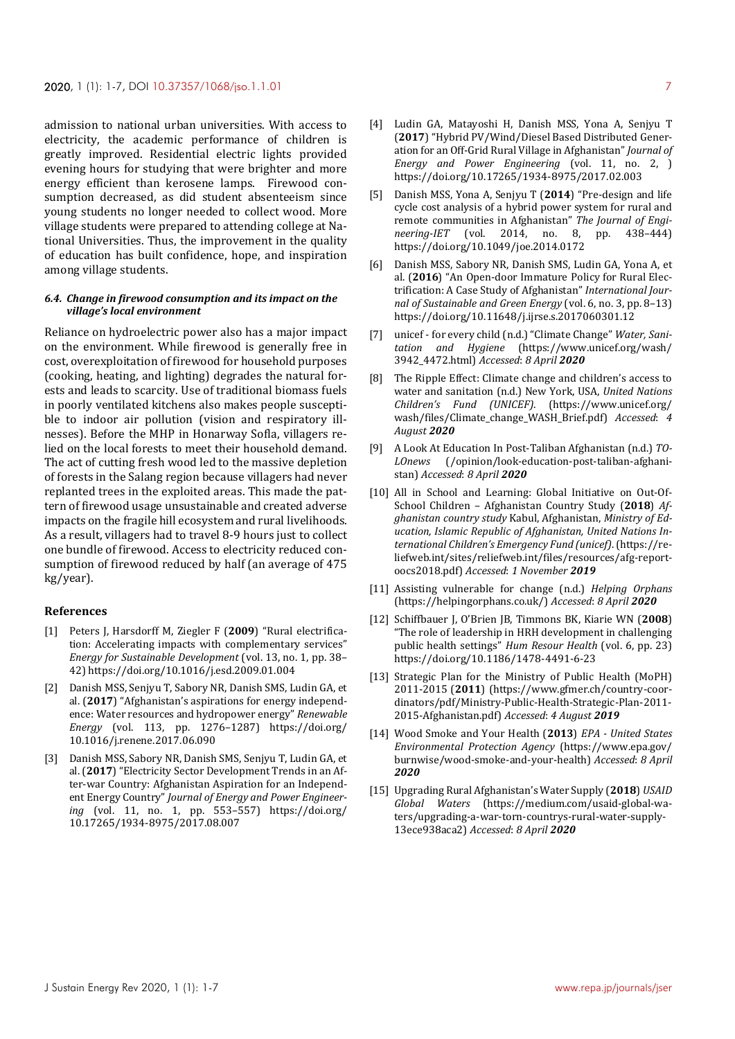admission to national urban universities. With access to electricity, the academic performance of children is greatly improved. Residential electric lights provided evening hours for studying that were brighter and more energy efficient than kerosene lamps. Firewood consumption decreased, as did student absenteeism since young students no longer needed to collect wood. More village students were prepared to attending college at National Universities. Thus, the improvement in the quality of education has built confidence, hope, and inspiration among village students.

#### *6.4. Change in firewood consumption and its impact on the village's local environment*

Reliance on hydroelectric power also has a major impact on the environment. While firewood is generally free in cost, overexploitation of firewood for household purposes (cooking, heating, and lighting) degrades the natural forests and leads to scarcity. Use of traditional biomass fuels in poorly ventilated kitchens also makes people susceptible to indoor air pollution (vision and respiratory illnesses). Before the MHP in Honarway Sofla, villagers relied on the local forests to meet their household demand. The act of cutting fresh wood led to the massive depletion of forests in the Salang region because villagers had never replanted trees in the exploited areas. This made the pattern of firewood usage unsustainable and created adverse impacts on the fragile hill ecosystem and rural livelihoods. As a result, villagers had to travel 8-9 hours just to collect one bundle of firewood. Access to electricity reduced consumption of firewood reduced by half (an average of 475 kg/year).

### References

[1] Peters J, Harsdorff M, Ziegler F (**2009**) "Rural electrification: Accelerating impacts with complementary services" *Energy for Sustainable Development* (vol. 13, no. 1, pp. 38–42) https://doi.org/10.1016/j.esd.2009.01.004

[2] Danish MSS, Senjyu T, Sabory NR, Danish SMS, Ludin GA, et al. (**2017**) "Afghanistan's aspirations for energy independence: Water resources and hydropower energy" *Renewable Energy* (vol. 113, pp. 1276–1287) https://doi.org/10.1016/j.renene.2017.06.090

[3] Danish MSS, Sabory NR, Danish SMS, Senjyu T, Ludin GA, et al. (**2017**) "Electricity Sector Development Trends in an After-war Country: Afghanistan Aspiration for an Independent Energy Country" *Journal of Energy and Power Engineering* (vol. 11, no. 1, pp. 553–557) https://doi.org/10.17265/1934-8975/2017.08.007

[4] Ludin GA, Matayoshi H, Danish MSS, Yona A, Senjyu T (**2017**) "Hybrid PV/Wind/Diesel Based Distributed Generation for an Off-Grid Rural Village in Afghanistan" *Journal of Energy and Power Engineering* (vol. 11, no. 2, ) https://doi.org/10.17265/1934-8975/2017.02.003

[5] Danish MSS, Yona A, Senjyu T (**2014**) "Pre-design and life cycle cost analysis of a hybrid power system for rural and remote communities in Afghanistan" *The Journal of Engineering-IET* (vol. 2014, no. 8, pp. 438–444) https://doi.org/10.1049/joe.2014.0172

[6] Danish MSS, Sabory NR, Danish SMS, Ludin GA, Yona A, et al. (**2016**) "An Open-door Immature Policy for Rural Electrification: A Case Study of Afghanistan" *International Journal of Sustainable and Green Energy* (vol. 6, no. 3, pp. 8–13) https://doi.org/10.11648/j.ijrse.s.2017060301.12

[7] unicef - for every child (n.d.) "Climate Change" *Water, Sanitation and Hygiene* (https://www.unicef.org/wash/3942_4472.html) *Accessed*: *8 April **2020***

[8] The Ripple Effect: Climate change and children's access to water and sanitation (n.d.) New York, USA, *United Nations Children's Fund (UNICEF).* (https://www.unicef.org/wash/files/Climate_change_WASH_Brief.pdf) *Accessed*: *4 August **2020***

[9] A Look At Education In Post-Taliban Afghanistan (n.d.) *TOLOnews* (/opinion/look-education-post-taliban-afghanistan) *Accessed*: *8 April **2020***

[10] All in School and Learning: Global Initiative on Out-Of-School Children – Afghanistan Country Study (**2018**) *Afghanistan country study* Kabul, Afghanistan, *Ministry of Education, Islamic Republic of Afghanistan, United Nations International Children's Emergency Fund (unicef)*. (https://reliefweb.int/sites/reliefweb.int/files/resources/afg-report-oocs2018.pdf) *Accessed*: *1 November **2019***

[11] Assisting vulnerable for change (n.d.) *Helping Orphans* (https://helpingorphans.co.uk/) *Accessed*: *8 April **2020***

[12] Schiffbauer J, O'Brien JB, Timmons BK, Kiarie WN (**2008**) "The role of leadership in HRH development in challenging public health settings" *Hum Resour Health* (vol. 6, pp. 23) https://doi.org/10.1186/1478-4491-6-23

[13] Strategic Plan for the Ministry of Public Health (MoPH) 2011-2015 (**2011**) (https://www.gfmer.ch/country-coordinators/pdf/Ministry-Public-Health-Strategic-Plan-2011-2015-Afghanistan.pdf) *Accessed*: *4 August **2019***

[14] Wood Smoke and Your Health (**2013**) *EPA - United States Environmental Protection Agency* (https://www.epa.gov/burnwise/wood-smoke-and-your-health) *Accessed*: *8 April **2020***

[15] Upgrading Rural Afghanistan's Water Supply (**2018**) *USAID Global Waters* (https://medium.com/usaid-global-waters/upgrading-a-war-torn-countrys-rural-water-supply-13ece938aca2) *Accessed*: *8 April **2020***